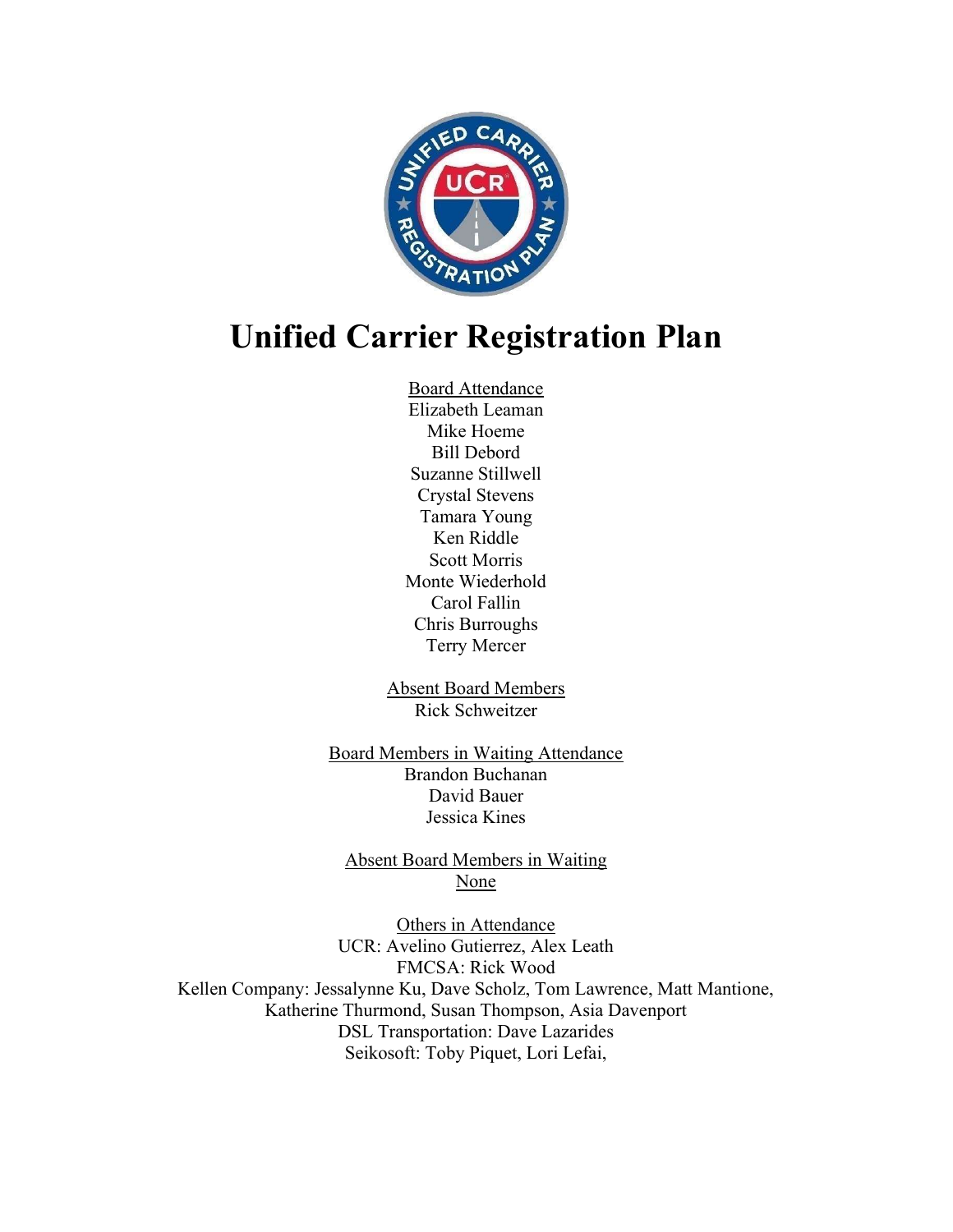# Unified Carrier Registration Plan

Board Attendance
Elizabeth Leaman
Mike Hoeme
Bill Debord
Suzanne Stillwell
Crystal Stevens
Tamara Young
Ken Riddle
Scott Morris
Monte Wiederhold
Carol Fallin
Chris Burroughs
Terry Mercer

Absent Board Members
Rick Schweitzer

Board Members in Waiting Attendance
Brandon Buchanan
David Bauer
Jessica Kines

Absent Board Members in Waiting
None

Others in Attendance
UCR: Avelino Gutierrez, Alex Leath
FMCSA: Rick Wood
Kellen Company: Jessalynne Ku, Dave Scholz, Tom Lawrence, Matt Mantione, Katherine Thurmond, Susan Thompson, Asia Davenport
DSL Transportation: Dave Lazarides
Seikosoft: Toby Piquet, Lori Lefai,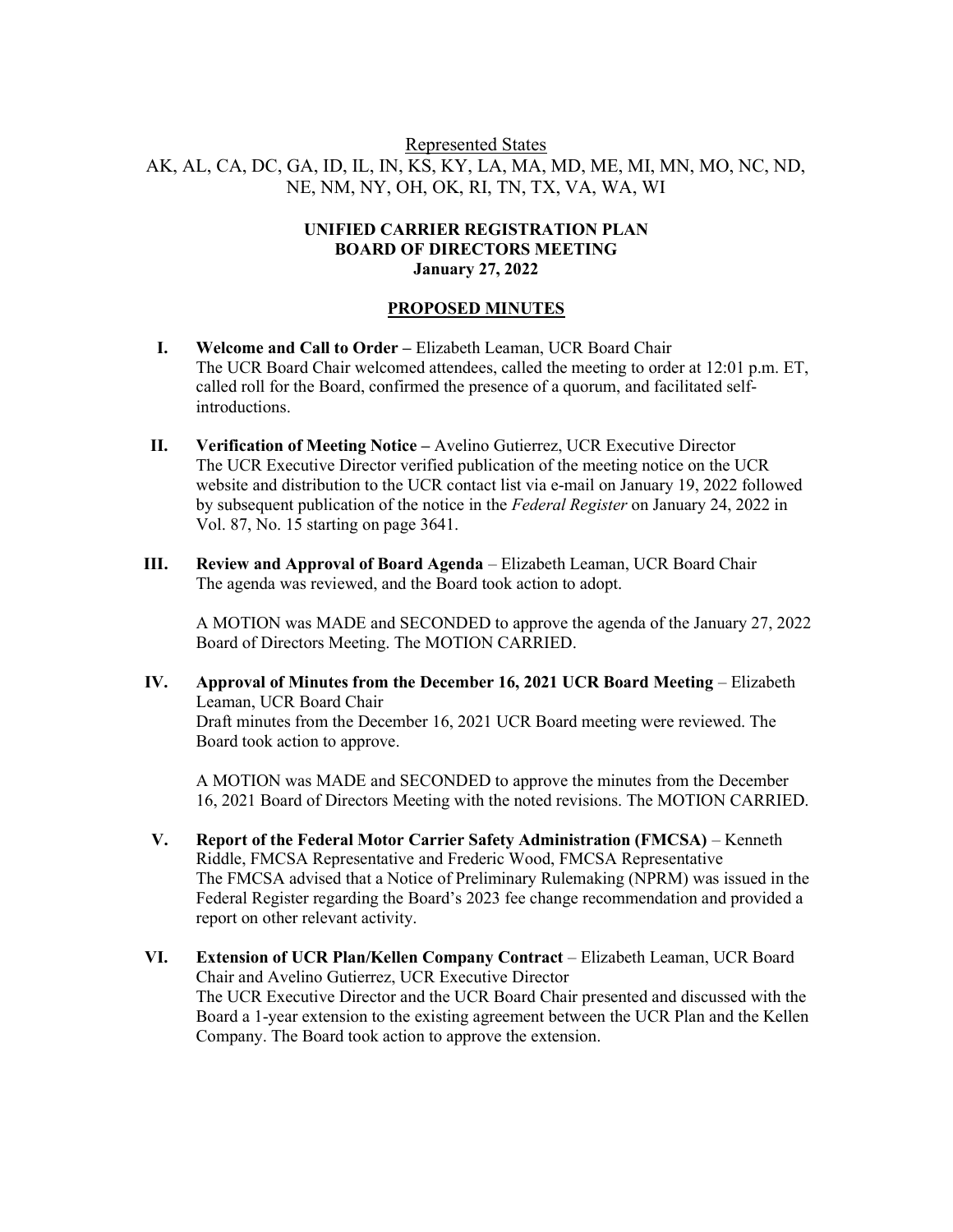<u>Represented States</u>

AK, AL, CA, DC, GA, ID, IL, IN, KS, KY, LA, MA, MD, ME, MI, MN, MO, NC, ND, NE, NM, NY, OH, OK, RI, TN, TX, VA, WA, WI

**UNIFIED CARRIER REGISTRATION PLAN**
**BOARD OF DIRECTORS MEETING**
**January 27, 2022**

**PROPOSED MINUTES**

**I. Welcome and Call to Order –** Elizabeth Leaman, UCR Board Chair
The UCR Board Chair welcomed attendees, called the meeting to order at 12:01 p.m. ET, called roll for the Board, confirmed the presence of a quorum, and facilitated self-introductions.

**II. Verification of Meeting Notice –** Avelino Gutierrez, UCR Executive Director
The UCR Executive Director verified publication of the meeting notice on the UCR website and distribution to the UCR contact list via e-mail on January 19, 2022 followed by subsequent publication of the notice in the *Federal Register* on January 24, 2022 in Vol. 87, No. 15 starting on page 3641.

**III. Review and Approval of Board Agenda** – Elizabeth Leaman, UCR Board Chair
The agenda was reviewed, and the Board took action to adopt.

A MOTION was MADE and SECONDED to approve the agenda of the January 27, 2022 Board of Directors Meeting. The MOTION CARRIED.

**IV. Approval of Minutes from the December 16, 2021 UCR Board Meeting** – Elizabeth Leaman, UCR Board Chair
Draft minutes from the December 16, 2021 UCR Board meeting were reviewed. The Board took action to approve.

A MOTION was MADE and SECONDED to approve the minutes from the December 16, 2021 Board of Directors Meeting with the noted revisions. The MOTION CARRIED.

**V. Report of the Federal Motor Carrier Safety Administration (FMCSA)** – Kenneth Riddle, FMCSA Representative and Frederic Wood, FMCSA Representative
The FMCSA advised that a Notice of Preliminary Rulemaking (NPRM) was issued in the Federal Register regarding the Board's 2023 fee change recommendation and provided a report on other relevant activity.

**VI. Extension of UCR Plan/Kellen Company Contract** – Elizabeth Leaman, UCR Board Chair and Avelino Gutierrez, UCR Executive Director
The UCR Executive Director and the UCR Board Chair presented and discussed with the Board a 1-year extension to the existing agreement between the UCR Plan and the Kellen Company. The Board took action to approve the extension.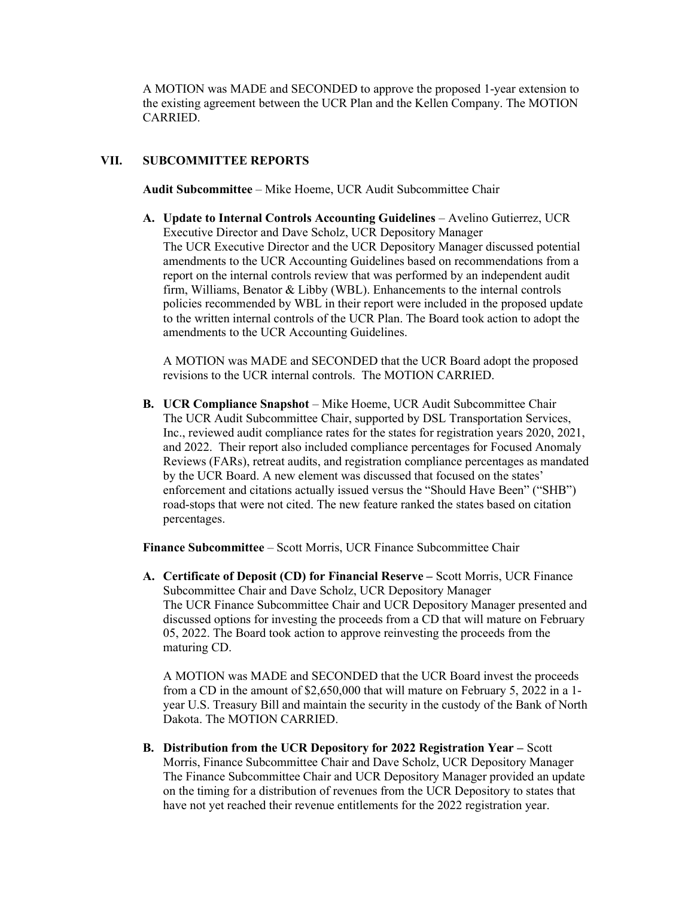A MOTION was MADE and SECONDED to approve the proposed 1-year extension to the existing agreement between the UCR Plan and the Kellen Company. The MOTION CARRIED.

## VII. SUBCOMMITTEE REPORTS

**Audit Subcommittee** – Mike Hoeme, UCR Audit Subcommittee Chair

**A. Update to Internal Controls Accounting Guidelines** – Avelino Gutierrez, UCR Executive Director and Dave Scholz, UCR Depository Manager
The UCR Executive Director and the UCR Depository Manager discussed potential amendments to the UCR Accounting Guidelines based on recommendations from a report on the internal controls review that was performed by an independent audit firm, Williams, Benator & Libby (WBL). Enhancements to the internal controls policies recommended by WBL in their report were included in the proposed update to the written internal controls of the UCR Plan. The Board took action to adopt the amendments to the UCR Accounting Guidelines.

A MOTION was MADE and SECONDED that the UCR Board adopt the proposed revisions to the UCR internal controls. The MOTION CARRIED.

**B. UCR Compliance Snapshot** – Mike Hoeme, UCR Audit Subcommittee Chair
The UCR Audit Subcommittee Chair, supported by DSL Transportation Services, Inc., reviewed audit compliance rates for the states for registration years 2020, 2021, and 2022. Their report also included compliance percentages for Focused Anomaly Reviews (FARs), retreat audits, and registration compliance percentages as mandated by the UCR Board. A new element was discussed that focused on the states' enforcement and citations actually issued versus the "Should Have Been" ("SHB") road-stops that were not cited. The new feature ranked the states based on citation percentages.

**Finance Subcommittee** – Scott Morris, UCR Finance Subcommittee Chair

**A. Certificate of Deposit (CD) for Financial Reserve –** Scott Morris, UCR Finance Subcommittee Chair and Dave Scholz, UCR Depository Manager
The UCR Finance Subcommittee Chair and UCR Depository Manager presented and discussed options for investing the proceeds from a CD that will mature on February 05, 2022. The Board took action to approve reinvesting the proceeds from the maturing CD.

A MOTION was MADE and SECONDED that the UCR Board invest the proceeds from a CD in the amount of $2,650,000 that will mature on February 5, 2022 in a 1-year U.S. Treasury Bill and maintain the security in the custody of the Bank of North Dakota. The MOTION CARRIED.

**B. Distribution from the UCR Depository for 2022 Registration Year –** Scott Morris, Finance Subcommittee Chair and Dave Scholz, UCR Depository Manager
The Finance Subcommittee Chair and UCR Depository Manager provided an update on the timing for a distribution of revenues from the UCR Depository to states that have not yet reached their revenue entitlements for the 2022 registration year.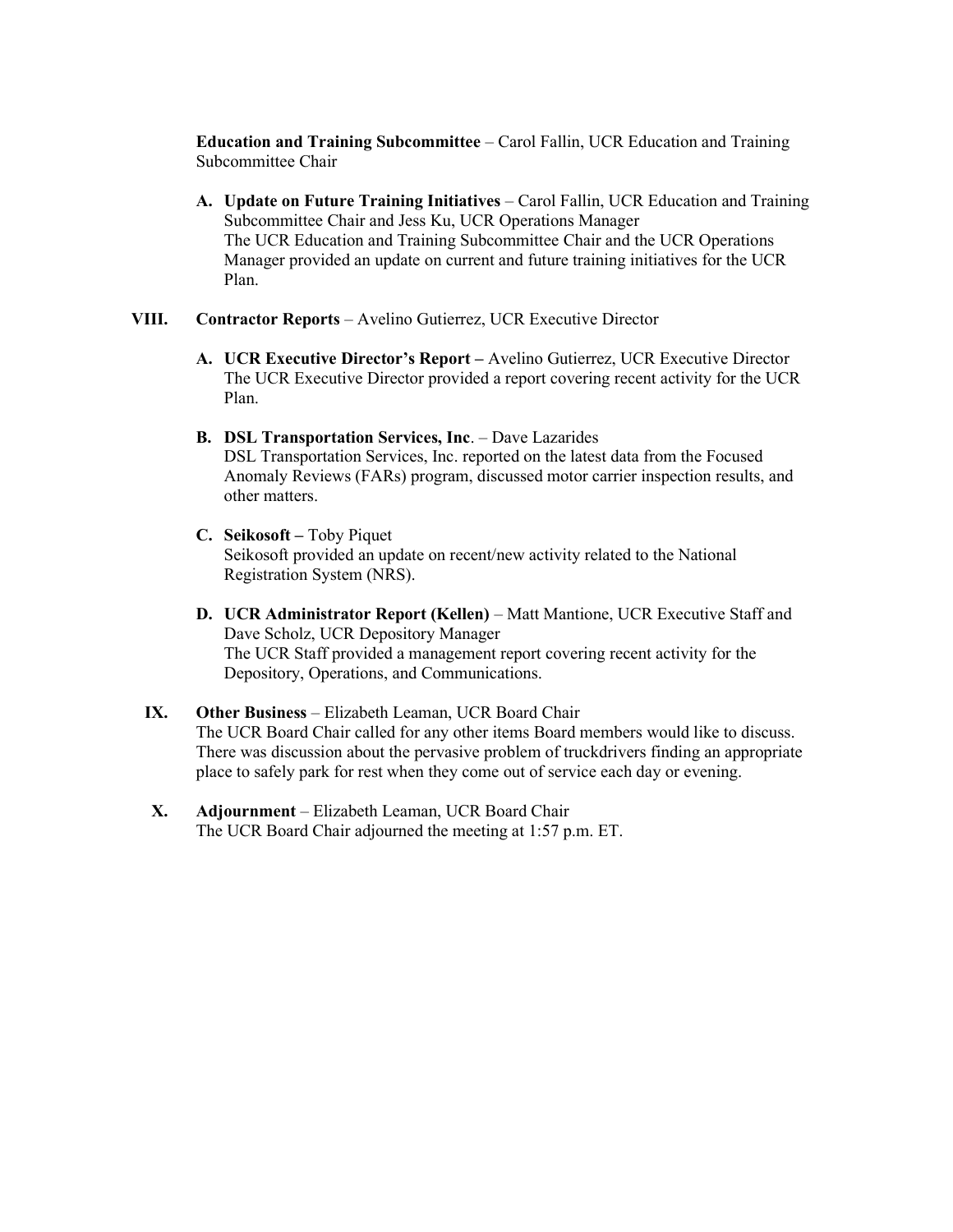**Education and Training Subcommittee** – Carol Fallin, UCR Education and Training Subcommittee Chair

**A. Update on Future Training Initiatives** – Carol Fallin, UCR Education and Training Subcommittee Chair and Jess Ku, UCR Operations Manager
The UCR Education and Training Subcommittee Chair and the UCR Operations Manager provided an update on current and future training initiatives for the UCR Plan.

**VIII. Contractor Reports** – Avelino Gutierrez, UCR Executive Director

**A. UCR Executive Director's Report –** Avelino Gutierrez, UCR Executive Director
The UCR Executive Director provided a report covering recent activity for the UCR Plan.

**B. DSL Transportation Services, Inc**. – Dave Lazarides
DSL Transportation Services, Inc. reported on the latest data from the Focused Anomaly Reviews (FARs) program, discussed motor carrier inspection results, and other matters.

**C. Seikosoft –** Toby Piquet
Seikosoft provided an update on recent/new activity related to the National Registration System (NRS).

**D. UCR Administrator Report (Kellen)** – Matt Mantione, UCR Executive Staff and Dave Scholz, UCR Depository Manager
The UCR Staff provided a management report covering recent activity for the Depository, Operations, and Communications.

**IX. Other Business** – Elizabeth Leaman, UCR Board Chair
The UCR Board Chair called for any other items Board members would like to discuss. There was discussion about the pervasive problem of truckdrivers finding an appropriate place to safely park for rest when they come out of service each day or evening.

**X. Adjournment** – Elizabeth Leaman, UCR Board Chair
The UCR Board Chair adjourned the meeting at 1:57 p.m. ET.